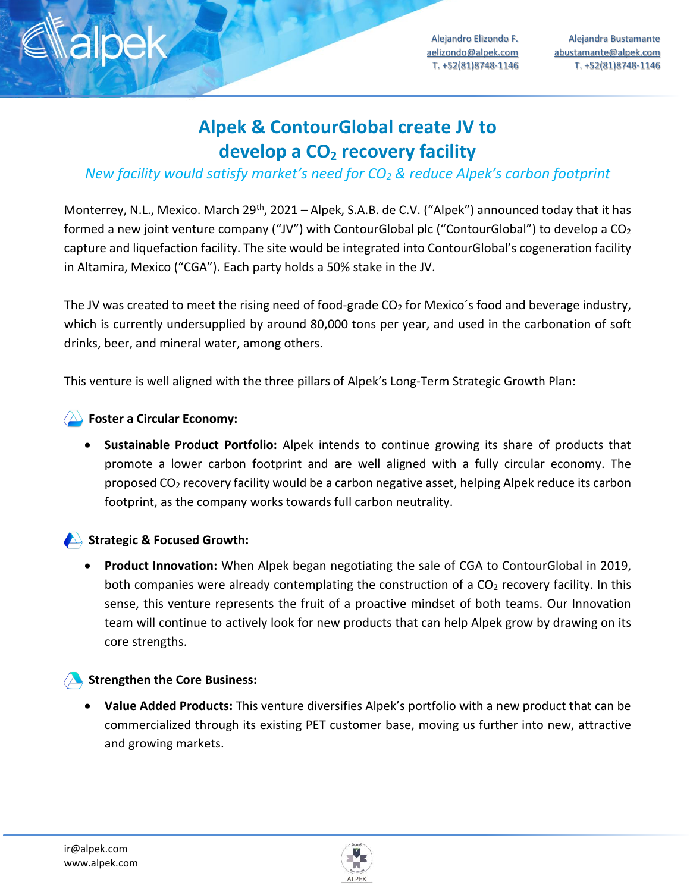Alejandro Elizondo F.
aelizondo@alpek.com
T. +52(81)8748-1146

Alejandra Bustamante
abustamante@alpek.com
T. +52(81)8748-1146

# Alpek & ContourGlobal create JV to develop a $CO_2$ recovery facility

*New facility would satisfy market's need for $CO_2$ & reduce Alpek's carbon footprint*

Monterrey, N.L., Mexico. March 29th, 2021 – Alpek, S.A.B. de C.V. ("Alpek") announced today that it has formed a new joint venture company ("JV") with ContourGlobal plc ("ContourGlobal") to develop a $CO_2$ capture and liquefaction facility. The site would be integrated into ContourGlobal's cogeneration facility in Altamira, Mexico ("CGA"). Each party holds a 50% stake in the JV.

The JV was created to meet the rising need of food-grade $CO_2$ for Mexico´s food and beverage industry, which is currently undersupplied by around 80,000 tons per year, and used in the carbonation of soft drinks, beer, and mineral water, among others.

This venture is well aligned with the three pillars of Alpek's Long-Term Strategic Growth Plan:

**Foster a Circular Economy:**

- **Sustainable Product Portfolio:** Alpek intends to continue growing its share of products that promote a lower carbon footprint and are well aligned with a fully circular economy. The proposed $CO_2$ recovery facility would be a carbon negative asset, helping Alpek reduce its carbon footprint, as the company works towards full carbon neutrality.

**Strategic & Focused Growth:**

- **Product Innovation:** When Alpek began negotiating the sale of CGA to ContourGlobal in 2019, both companies were already contemplating the construction of a $CO_2$ recovery facility. In this sense, this venture represents the fruit of a proactive mindset of both teams. Our Innovation team will continue to actively look for new products that can help Alpek grow by drawing on its core strengths.

**Strengthen the Core Business:**

- **Value Added Products:** This venture diversifies Alpek's portfolio with a new product that can be commercialized through its existing PET customer base, moving us further into new, attractive and growing markets.

ir@alpek.com
www.alpek.com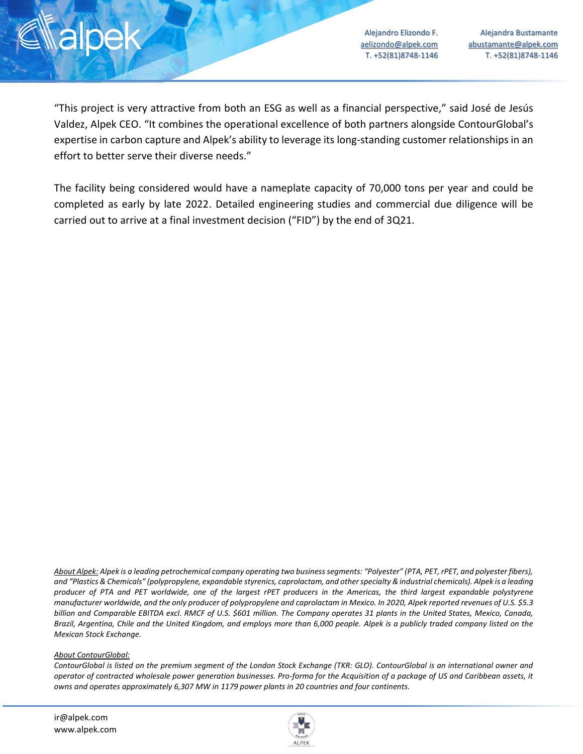"This project is very attractive from both an ESG as well as a financial perspective," said José de Jesús Valdez, Alpek CEO. "It combines the operational excellence of both partners alongside ContourGlobal's expertise in carbon capture and Alpek's ability to leverage its long-standing customer relationships in an effort to better serve their diverse needs."

The facility being considered would have a nameplate capacity of 70,000 tons per year and could be completed as early by late 2022. Detailed engineering studies and commercial due diligence will be carried out to arrive at a final investment decision ("FID") by the end of 3Q21.

*<u>About Alpek:</u> Alpek is a leading petrochemical company operating two business segments: "Polyester" (PTA, PET, rPET, and polyester fibers), and "Plastics & Chemicals" (polypropylene, expandable styrenics, caprolactam, and other specialty & industrial chemicals). Alpek is a leading producer of PTA and PET worldwide, one of the largest rPET producers in the Americas, the third largest expandable polystyrene manufacturer worldwide, and the only producer of polypropylene and caprolactam in Mexico. In 2020, Alpek reported revenues of U.S. $5.3 billion and Comparable EBITDA excl. RMCF of U.S. $601 million. The Company operates 31 plants in the United States, Mexico, Canada, Brazil, Argentina, Chile and the United Kingdom, and employs more than 6,000 people. Alpek is a publicly traded company listed on the Mexican Stock Exchange.*

*<u>About ContourGlobal:</u>*

*ContourGlobal is listed on the premium segment of the London Stock Exchange (TKR: GLO). ContourGlobal is an international owner and operator of contracted wholesale power generation businesses. Pro-forma for the Acquisition of a package of US and Caribbean assets, it owns and operates approximately 6,307 MW in 1179 power plants in 20 countries and four continents.*